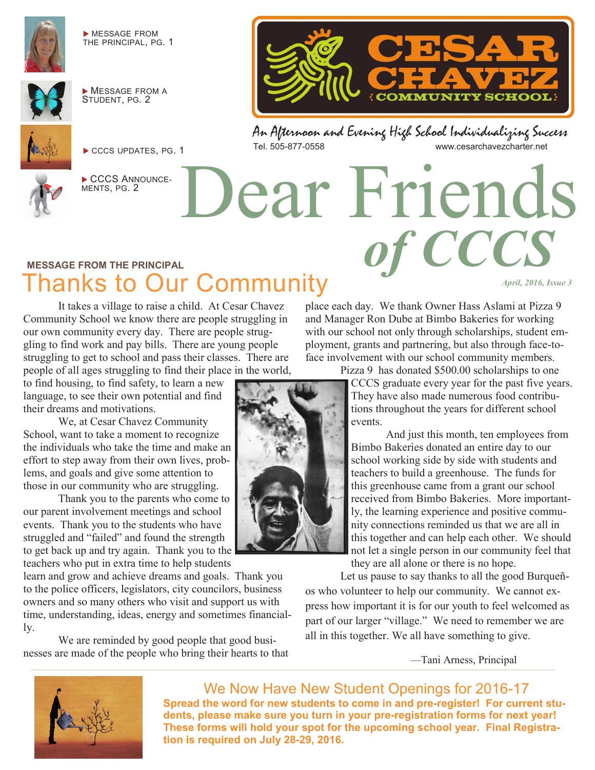▶ MESSAGE FROM THE PRINCIPAL, PG. 1

▶ MESSAGE FROM A STUDENT, PG. 2

▶ CCCS UPDATES, PG. 1

▶ CCCS ANNOUNCEMENTS, PG. 2

CESAR CHAVEZ COMMUNITY SCHOOL

*An Afternoon and Evening High School Individualizing Success*

Tel. 505-877-0558 www.cesarchavezcharter.net

# Dear Friends *of CCCS*

*April, 2016, Issue 3*

**MESSAGE FROM THE PRINCIPAL**

## Thanks to Our Community

It takes a village to raise a child. At Cesar Chavez Community School we know there are people struggling in our own community every day. There are people struggling to find work and pay bills. There are young people struggling to get to school and pass their classes. There are people of all ages struggling to find their place in the world, to find housing, to find safety, to learn a new language, to see their own potential and find their dreams and motivations.

We, at Cesar Chavez Community School, want to take a moment to recognize the individuals who take the time and make an effort to step away from their own lives, problems, and goals and give some attention to those in our community who are struggling.

Thank you to the parents who come to our parent involvement meetings and school events. Thank you to the students who have struggled and "failed" and found the strength to get back up and try again. Thank you to the teachers who put in extra time to help students learn and grow and achieve dreams and goals. Thank you to the police officers, legislators, city councilors, business owners and so many others who visit and support us with time, understanding, ideas, energy and sometimes financially.

We are reminded by good people that good businesses are made of the people who bring their hearts to that place each day. We thank Owner Hass Aslami at Pizza 9 and Manager Ron Dube at Bimbo Bakeries for working with our school not only through scholarships, student employment, grants and partnering, but also through face-to-face involvement with our school community members.

Pizza 9 has donated $500.00 scholarships to one CCCS graduate every year for the past five years. They have also made numerous food contributions throughout the years for different school events.

And just this month, ten employees from Bimbo Bakeries donated an entire day to our school working side by side with students and teachers to build a greenhouse. The funds for this greenhouse came from a grant our school received from Bimbo Bakeries. More importantly, the learning experience and positive community connections reminded us that we are all in this together and can help each other. We should not let a single person in our community feel that they are all alone or there is no hope.

Let us pause to say thanks to all the good Burqueños who volunteer to help our community. We cannot express how important it is for our youth to feel welcomed as part of our larger "village." We need to remember we are all in this together. We all have something to give.

—Tani Arness, Principal

## We Now Have New Student Openings for 2016-17

**Spread the word for new students to come in and pre-register! For current students, please make sure you turn in your pre-registration forms for next year! These forms will hold your spot for the upcoming school year. Final Registration is required on July 28-29, 2016.**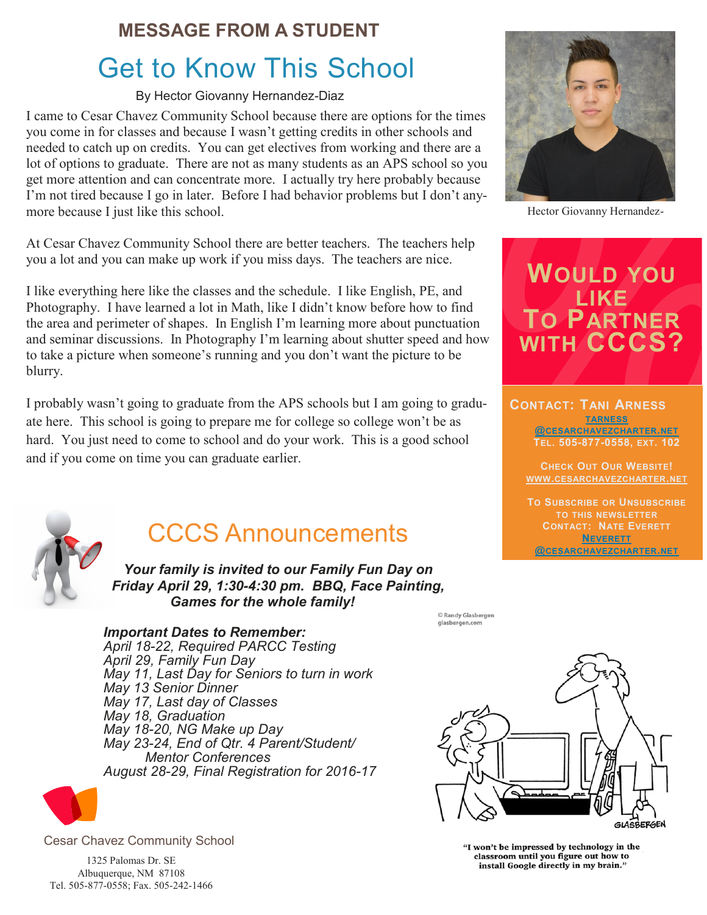## MESSAGE FROM A STUDENT

# Get to Know This School

By Hector Giovanny Hernandez-Diaz

I came to Cesar Chavez Community School because there are options for the times you come in for classes and because I wasn't getting credits in other schools and needed to catch up on credits. You can get electives from working and there are a lot of options to graduate. There are not as many students as an APS school so you get more attention and can concentrate more. I actually try here probably because I'm not tired because I go in later. Before I had behavior problems but I don't anymore because I just like this school.

At Cesar Chavez Community School there are better teachers. The teachers help you a lot and you can make up work if you miss days. The teachers are nice.

I like everything here like the classes and the schedule. I like English, PE, and Photography. I have learned a lot in Math, like I didn't know before how to find the area and perimeter of shapes. In English I'm learning more about punctuation and seminar discussions. In Photography I'm learning about shutter speed and how to take a picture when someone's running and you don't want the picture to be blurry.

I probably wasn't going to graduate from the APS schools but I am going to graduate here. This school is going to prepare me for college so college won't be as hard. You just need to come to school and do your work. This is a good school and if you come on time you can graduate earlier.

Hector Giovanny Hernandez-

## WOULD YOU LIKE TO PARTNER WITH CCCS?

CONTACT: TANI ARNESS
TARNESS@CESARCHAVEZCHARTER.NET
TEL. 505-877-0558, EXT. 102

CHECK OUT OUR WEBSITE!
WWW.CESARCHAVEZCHARTER.NET

TO SUBSCRIBE OR UNSUBSCRIBE TO THIS NEWSLETTER
CONTACT: NATE EVERETT
NEVERETT@CESARCHAVEZCHARTER.NET

## CCCS Announcements

***Your family is invited to our Family Fun Day on Friday April 29, 1:30-4:30 pm. BBQ, Face Painting, Games for the whole family!***

***Important Dates to Remember:***

*April 18-22, Required PARCC Testing*
*April 29, Family Fun Day*
*May 11, Last Day for Seniors to turn in work*
*May 13 Senior Dinner*
*May 17, Last day of Classes*
*May 18, Graduation*
*May 18-20, NG Make up Day*
*May 23-24, End of Qtr. 4 Parent/Student/ Mentor Conferences*
*August 28-29, Final Registration for 2016-17*

© Randy Glasbergen
glasbergen.com

"I won't be impressed by technology in the classroom until you figure out how to install Google directly in my brain."

Cesar Chavez Community School

1325 Palomas Dr. SE
Albuquerque, NM 87108
Tel. 505-877-0558; Fax. 505-242-1466